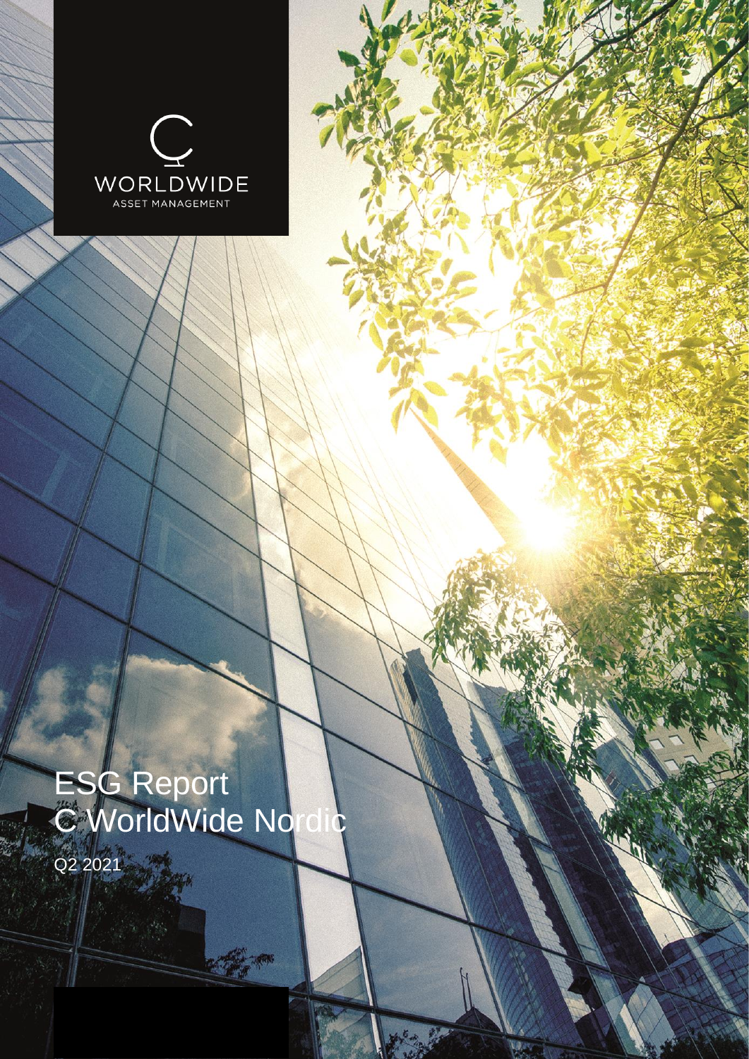C WORLDWIDE
ASSET MANAGEMENT

# ESG Report
# C WorldWide Nordic

Q2 2021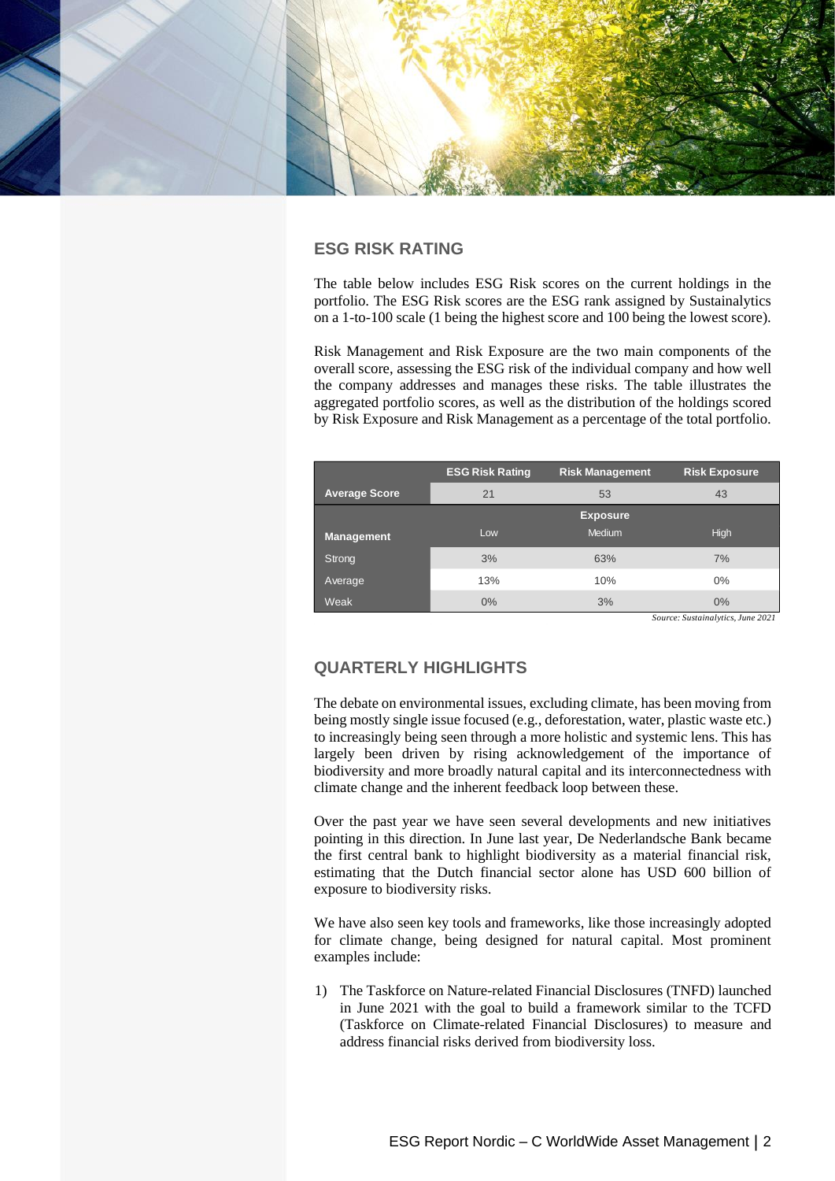## ESG RISK RATING

The table below includes ESG Risk scores on the current holdings in the portfolio. The ESG Risk scores are the ESG rank assigned by Sustainalytics on a 1-to-100 scale (1 being the highest score and 100 being the lowest score).

Risk Management and Risk Exposure are the two main components of the overall score, assessing the ESG risk of the individual company and how well the company addresses and manages these risks. The table illustrates the aggregated portfolio scores, as well as the distribution of the holdings scored by Risk Exposure and Risk Management as a percentage of the total portfolio.

| | ESG Risk Rating | Risk Management | Risk Exposure |
|---|---|---|---|
| **Average Score** | 21 | 53 | 43 |
| | | **Exposure** | |
| **Management** | Low | Medium | High |
| Strong | 3% | 63% | 7% |
| Average | 13% | 10% | 0% |
| Weak | 0% | 3% | 0% |

*Source: Sustainalytics, June 2021*

## QUARTERLY HIGHLIGHTS

The debate on environmental issues, excluding climate, has been moving from being mostly single issue focused (e.g., deforestation, water, plastic waste etc.) to increasingly being seen through a more holistic and systemic lens. This has largely been driven by rising acknowledgement of the importance of biodiversity and more broadly natural capital and its interconnectedness with climate change and the inherent feedback loop between these.

Over the past year we have seen several developments and new initiatives pointing in this direction. In June last year, De Nederlandsche Bank became the first central bank to highlight biodiversity as a material financial risk, estimating that the Dutch financial sector alone has USD 600 billion of exposure to biodiversity risks.

We have also seen key tools and frameworks, like those increasingly adopted for climate change, being designed for natural capital. Most prominent examples include:

1) The Taskforce on Nature-related Financial Disclosures (TNFD) launched in June 2021 with the goal to build a framework similar to the TCFD (Taskforce on Climate-related Financial Disclosures) to measure and address financial risks derived from biodiversity loss.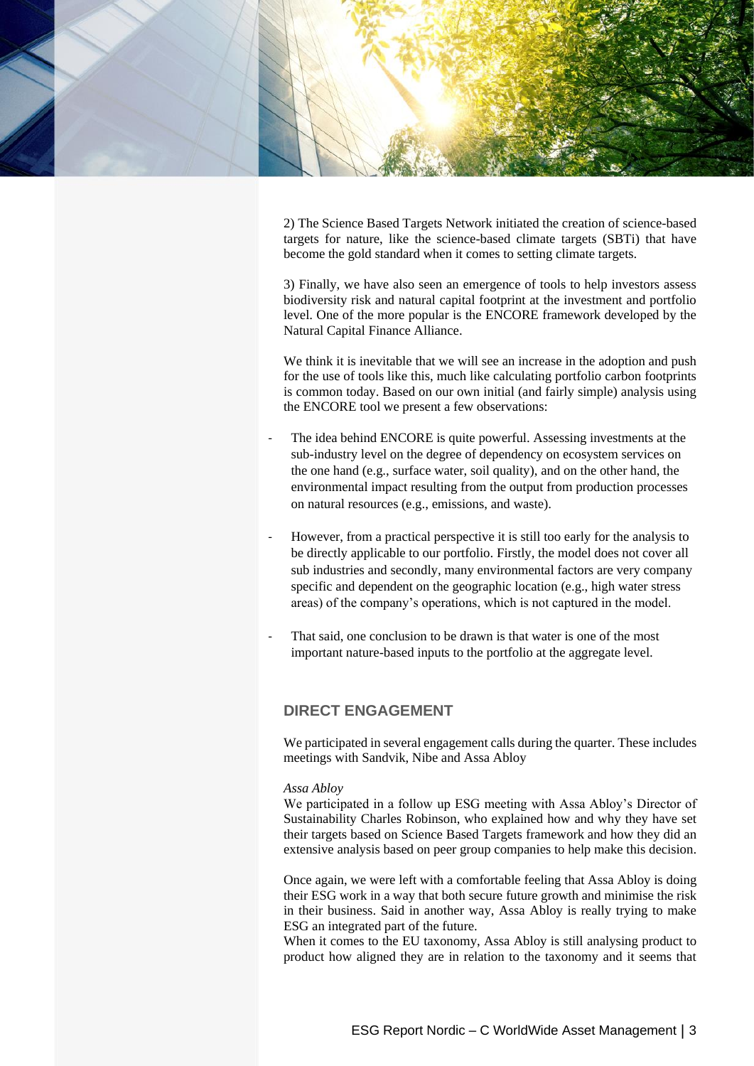2) The Science Based Targets Network initiated the creation of science-based targets for nature, like the science-based climate targets (SBTi) that have become the gold standard when it comes to setting climate targets.

3) Finally, we have also seen an emergence of tools to help investors assess biodiversity risk and natural capital footprint at the investment and portfolio level. One of the more popular is the ENCORE framework developed by the Natural Capital Finance Alliance.

We think it is inevitable that we will see an increase in the adoption and push for the use of tools like this, much like calculating portfolio carbon footprints is common today. Based on our own initial (and fairly simple) analysis using the ENCORE tool we present a few observations:

- The idea behind ENCORE is quite powerful. Assessing investments at the sub-industry level on the degree of dependency on ecosystem services on the one hand (e.g., surface water, soil quality), and on the other hand, the environmental impact resulting from the output from production processes on natural resources (e.g., emissions, and waste).
- However, from a practical perspective it is still too early for the analysis to be directly applicable to our portfolio. Firstly, the model does not cover all sub industries and secondly, many environmental factors are very company specific and dependent on the geographic location (e.g., high water stress areas) of the company's operations, which is not captured in the model.
- That said, one conclusion to be drawn is that water is one of the most important nature-based inputs to the portfolio at the aggregate level.

## DIRECT ENGAGEMENT

We participated in several engagement calls during the quarter. These includes meetings with Sandvik, Nibe and Assa Abloy

*Assa Abloy*

We participated in a follow up ESG meeting with Assa Abloy's Director of Sustainability Charles Robinson, who explained how and why they have set their targets based on Science Based Targets framework and how they did an extensive analysis based on peer group companies to help make this decision.

Once again, we were left with a comfortable feeling that Assa Abloy is doing their ESG work in a way that both secure future growth and minimise the risk in their business. Said in another way, Assa Abloy is really trying to make ESG an integrated part of the future.

When it comes to the EU taxonomy, Assa Abloy is still analysing product to product how aligned they are in relation to the taxonomy and it seems that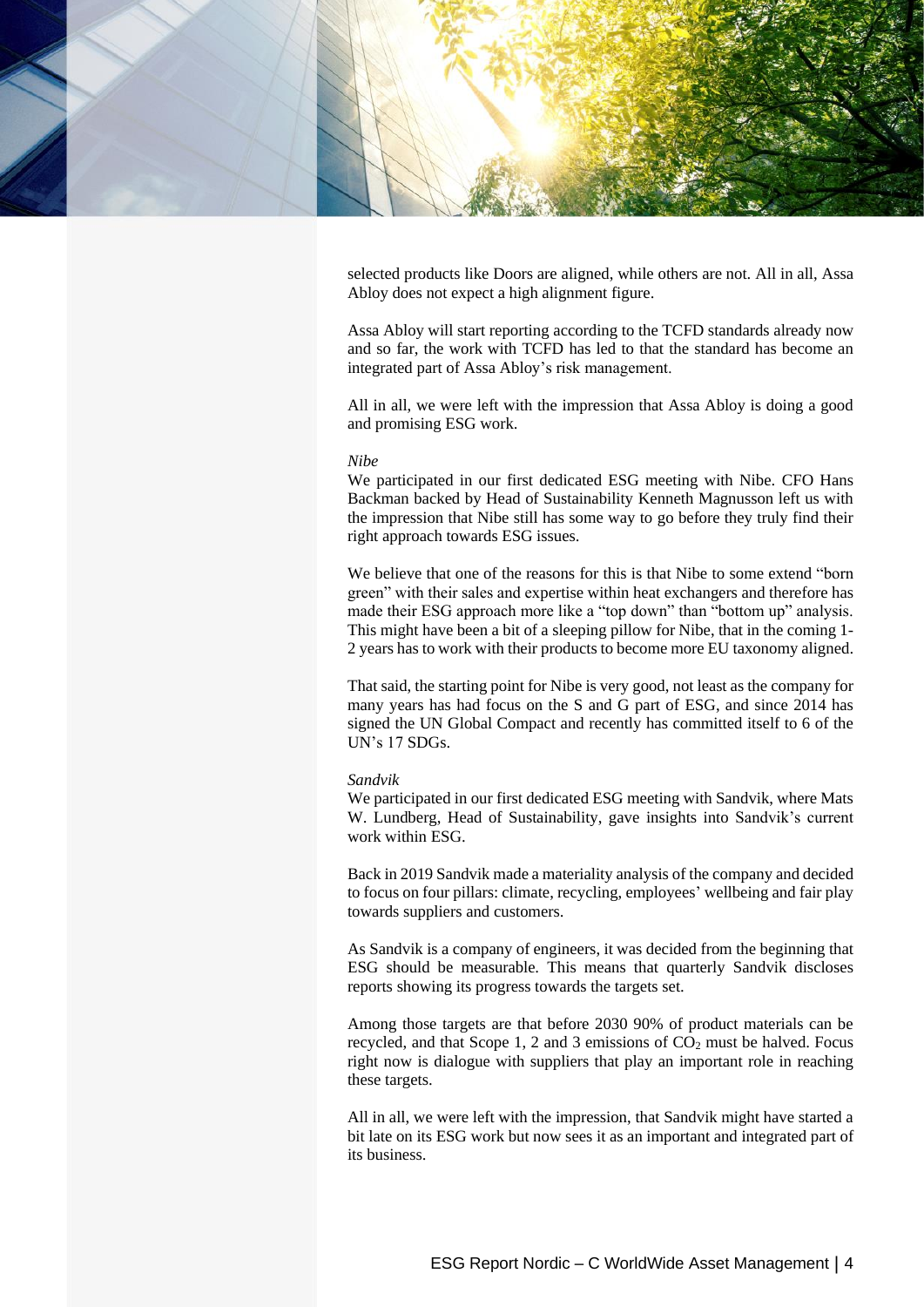selected products like Doors are aligned, while others are not. All in all, Assa Abloy does not expect a high alignment figure.

Assa Abloy will start reporting according to the TCFD standards already now and so far, the work with TCFD has led to that the standard has become an integrated part of Assa Abloy's risk management.

All in all, we were left with the impression that Assa Abloy is doing a good and promising ESG work.

*Nibe*

We participated in our first dedicated ESG meeting with Nibe. CFO Hans Backman backed by Head of Sustainability Kenneth Magnusson left us with the impression that Nibe still has some way to go before they truly find their right approach towards ESG issues.

We believe that one of the reasons for this is that Nibe to some extend "born green" with their sales and expertise within heat exchangers and therefore has made their ESG approach more like a "top down" than "bottom up" analysis. This might have been a bit of a sleeping pillow for Nibe, that in the coming 1-2 years has to work with their products to become more EU taxonomy aligned.

That said, the starting point for Nibe is very good, not least as the company for many years has had focus on the S and G part of ESG, and since 2014 has signed the UN Global Compact and recently has committed itself to 6 of the UN's 17 SDGs.

*Sandvik*

We participated in our first dedicated ESG meeting with Sandvik, where Mats W. Lundberg, Head of Sustainability, gave insights into Sandvik's current work within ESG.

Back in 2019 Sandvik made a materiality analysis of the company and decided to focus on four pillars: climate, recycling, employees' wellbeing and fair play towards suppliers and customers.

As Sandvik is a company of engineers, it was decided from the beginning that ESG should be measurable. This means that quarterly Sandvik discloses reports showing its progress towards the targets set.

Among those targets are that before 2030 90% of product materials can be recycled, and that Scope 1, 2 and 3 emissions of $CO_2$ must be halved. Focus right now is dialogue with suppliers that play an important role in reaching these targets.

All in all, we were left with the impression, that Sandvik might have started a bit late on its ESG work but now sees it as an important and integrated part of its business.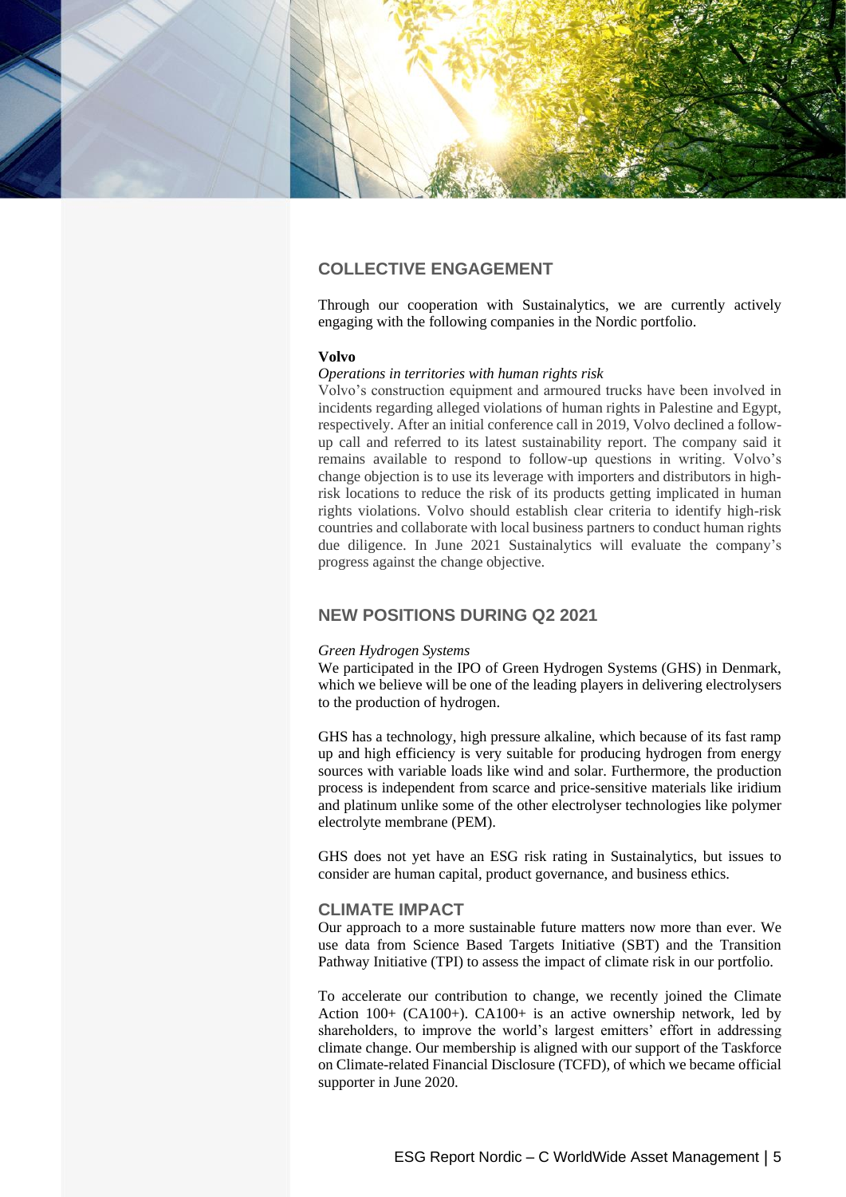## COLLECTIVE ENGAGEMENT

Through our cooperation with Sustainalytics, we are currently actively engaging with the following companies in the Nordic portfolio.

**Volvo**

*Operations in territories with human rights risk*

Volvo's construction equipment and armoured trucks have been involved in incidents regarding alleged violations of human rights in Palestine and Egypt, respectively. After an initial conference call in 2019, Volvo declined a follow-up call and referred to its latest sustainability report. The company said it remains available to respond to follow-up questions in writing. Volvo's change objection is to use its leverage with importers and distributors in high-risk locations to reduce the risk of its products getting implicated in human rights violations. Volvo should establish clear criteria to identify high-risk countries and collaborate with local business partners to conduct human rights due diligence. In June 2021 Sustainalytics will evaluate the company's progress against the change objective.

## NEW POSITIONS DURING Q2 2021

*Green Hydrogen Systems*

We participated in the IPO of Green Hydrogen Systems (GHS) in Denmark, which we believe will be one of the leading players in delivering electrolysers to the production of hydrogen.

GHS has a technology, high pressure alkaline, which because of its fast ramp up and high efficiency is very suitable for producing hydrogen from energy sources with variable loads like wind and solar. Furthermore, the production process is independent from scarce and price-sensitive materials like iridium and platinum unlike some of the other electrolyser technologies like polymer electrolyte membrane (PEM).

GHS does not yet have an ESG risk rating in Sustainalytics, but issues to consider are human capital, product governance, and business ethics.

## CLIMATE IMPACT

Our approach to a more sustainable future matters now more than ever. We use data from Science Based Targets Initiative (SBT) and the Transition Pathway Initiative (TPI) to assess the impact of climate risk in our portfolio.

To accelerate our contribution to change, we recently joined the Climate Action 100+ (CA100+). CA100+ is an active ownership network, led by shareholders, to improve the world's largest emitters' effort in addressing climate change. Our membership is aligned with our support of the Taskforce on Climate-related Financial Disclosure (TCFD), of which we became official supporter in June 2020.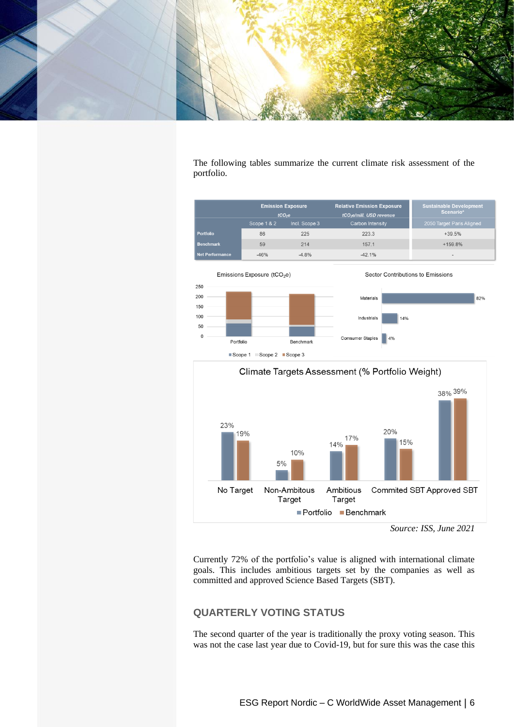The following tables summarize the current climate risk assessment of the portfolio.

| | Emission Exposure $tCO_2e$ | | Relative Emission Exposure $tCO_2e$/mill. USD revenue | Sustainable Development Scenario* |
|---|---|---|---|---|
| | Scope 1 & 2 | Incl. Scope 3 | Carbon Intensity | 2050 Target Paris Aligned |
| **Portfolio** | 86 | 225 | 223.3 | +39.5% |
| **Benchmark** | 59 | 214 | 157.1 | +159.8% |
| **Net Performance** | -46% | -4.8% | -42.1% | - |

Emissions Exposure ($tCO_2e$)

Sector Contributions to Emissions

| Sector | Contribution |
|---|---|
| Materials | 82% |
| Industrials | 14% |
| Consumer Staples | 4% |

Climate Targets Assessment (% Portfolio Weight)

| | Portfolio | Benchmark |
|---|---|---|
| No Target | 23% | 19% |
| Non-Ambitious Target | 5% | 10% |
| Ambitious Target | 14% | 17% |
| Commited SBT | 20% | 15% |
| Approved SBT | 38% | 39% |

*Source: ISS, June 2021*

Currently 72% of the portfolio's value is aligned with international climate goals. This includes ambitious targets set by the companies as well as committed and approved Science Based Targets (SBT).

## QUARTERLY VOTING STATUS

The second quarter of the year is traditionally the proxy voting season. This was not the case last year due to Covid-19, but for sure this was the case this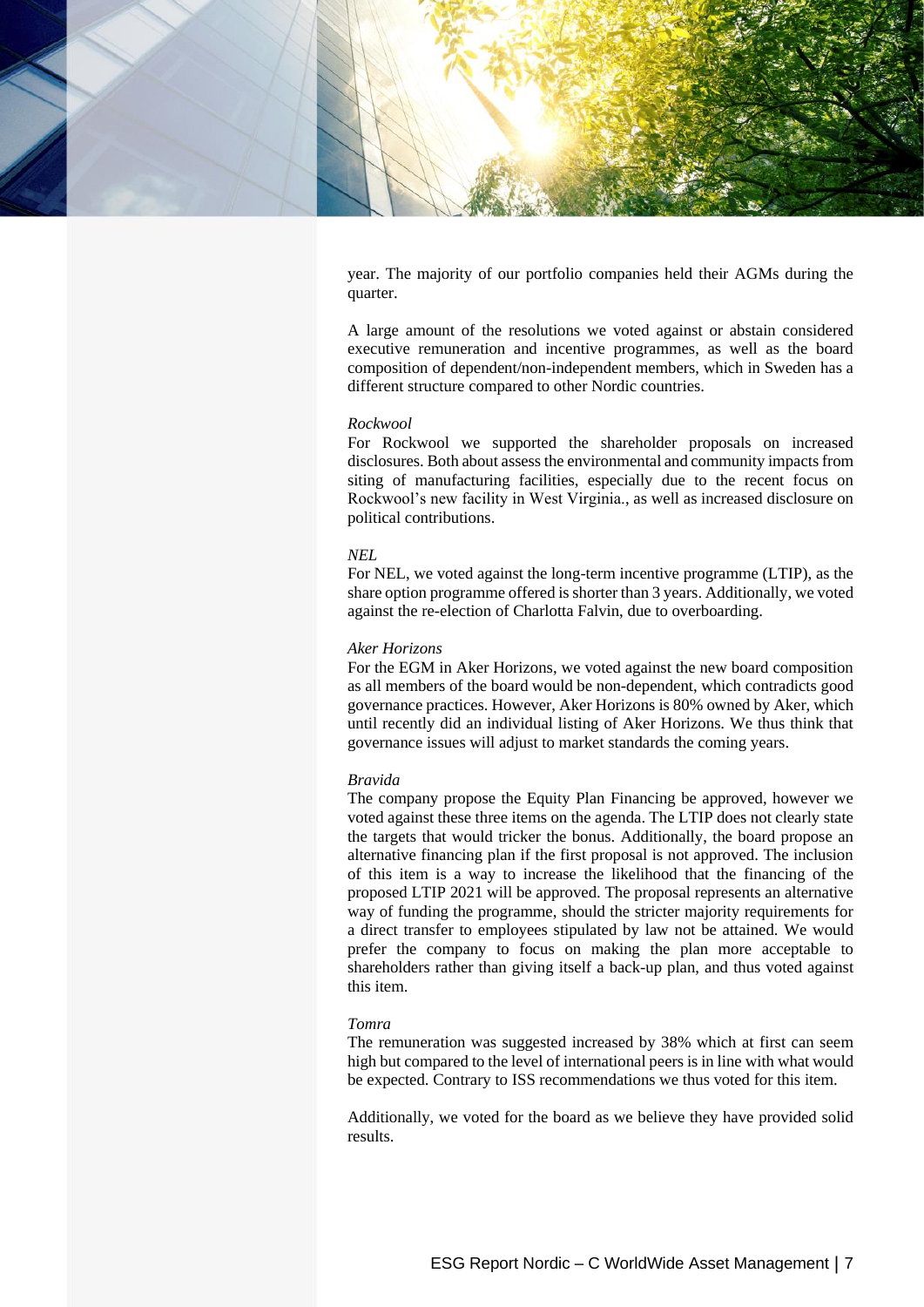year. The majority of our portfolio companies held their AGMs during the quarter.

A large amount of the resolutions we voted against or abstain considered executive remuneration and incentive programmes, as well as the board composition of dependent/non-independent members, which in Sweden has a different structure compared to other Nordic countries.

*Rockwool*

For Rockwool we supported the shareholder proposals on increased disclosures. Both about assess the environmental and community impacts from siting of manufacturing facilities, especially due to the recent focus on Rockwool's new facility in West Virginia., as well as increased disclosure on political contributions.

*NEL*

For NEL, we voted against the long-term incentive programme (LTIP), as the share option programme offered is shorter than 3 years. Additionally, we voted against the re-election of Charlotta Falvin, due to overboarding.

*Aker Horizons*

For the EGM in Aker Horizons, we voted against the new board composition as all members of the board would be non-dependent, which contradicts good governance practices. However, Aker Horizons is 80% owned by Aker, which until recently did an individual listing of Aker Horizons. We thus think that governance issues will adjust to market standards the coming years.

*Bravida*

The company propose the Equity Plan Financing be approved, however we voted against these three items on the agenda. The LTIP does not clearly state the targets that would tricker the bonus. Additionally, the board propose an alternative financing plan if the first proposal is not approved. The inclusion of this item is a way to increase the likelihood that the financing of the proposed LTIP 2021 will be approved. The proposal represents an alternative way of funding the programme, should the stricter majority requirements for a direct transfer to employees stipulated by law not be attained. We would prefer the company to focus on making the plan more acceptable to shareholders rather than giving itself a back-up plan, and thus voted against this item.

*Tomra*

The remuneration was suggested increased by 38% which at first can seem high but compared to the level of international peers is in line with what would be expected. Contrary to ISS recommendations we thus voted for this item.

Additionally, we voted for the board as we believe they have provided solid results.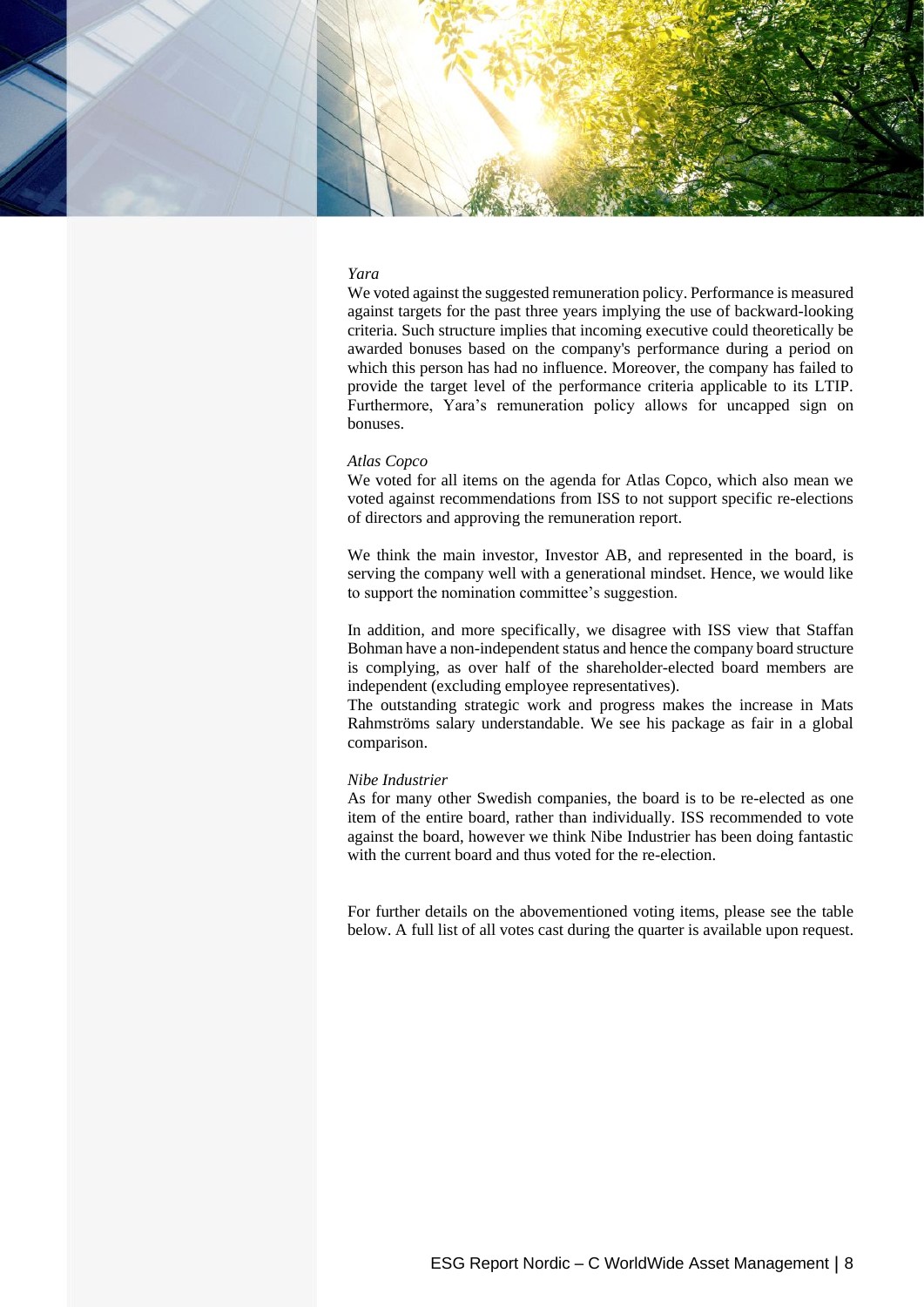*Yara*

We voted against the suggested remuneration policy. Performance is measured against targets for the past three years implying the use of backward-looking criteria. Such structure implies that incoming executive could theoretically be awarded bonuses based on the company's performance during a period on which this person has had no influence. Moreover, the company has failed to provide the target level of the performance criteria applicable to its LTIP. Furthermore, Yara's remuneration policy allows for uncapped sign on bonuses.

*Atlas Copco*

We voted for all items on the agenda for Atlas Copco, which also mean we voted against recommendations from ISS to not support specific re-elections of directors and approving the remuneration report.

We think the main investor, Investor AB, and represented in the board, is serving the company well with a generational mindset. Hence, we would like to support the nomination committee's suggestion.

In addition, and more specifically, we disagree with ISS view that Staffan Bohman have a non-independent status and hence the company board structure is complying, as over half of the shareholder-elected board members are independent (excluding employee representatives).
The outstanding strategic work and progress makes the increase in Mats Rahmströms salary understandable. We see his package as fair in a global comparison.

*Nibe Industrier*

As for many other Swedish companies, the board is to be re-elected as one item of the entire board, rather than individually. ISS recommended to vote against the board, however we think Nibe Industrier has been doing fantastic with the current board and thus voted for the re-election.

For further details on the abovementioned voting items, please see the table below. A full list of all votes cast during the quarter is available upon request.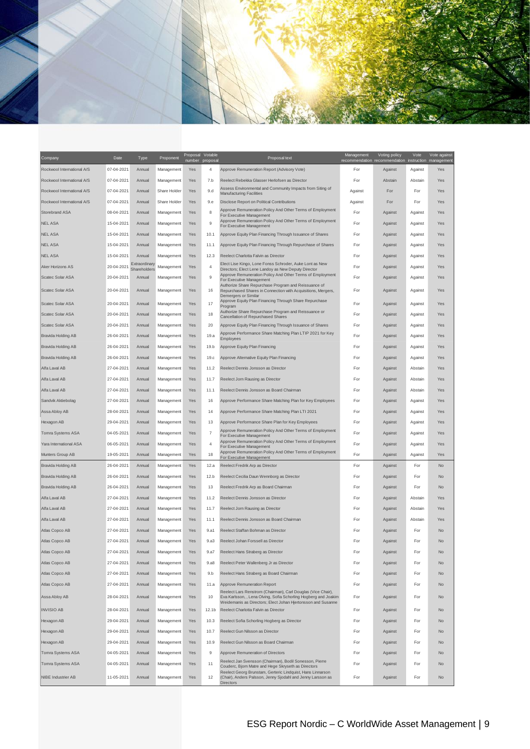| Company | Date | Type | Proponent | Proposal number | Votable proposal | Proposal text | Management recommendation | Voting policy recommendation | Vote instruction | Vote against management |
|---|---|---|---|---|---|---|---|---|---|---|
| Rockwool International A/S | 07-04-2021 | Annual | Management | Yes | 4 | Approve Remuneration Report (Advisory Vote) | For | Against | Against | Yes |
| Rockwool International A/S | 07-04-2021 | Annual | Management | Yes | 7.b | Reelect Rebekka Glasser Herlofsen as Director | For | Abstain | Abstain | Yes |
| Rockwool International A/S | 07-04-2021 | Annual | Share Holder | Yes | 9.d | Assess Environmental and Community Impacts from Siting of Manufacturing Facilities | Against | For | For | Yes |
| Rockwool International A/S | 07-04-2021 | Annual | Share Holder | Yes | 9.e | Disclose Report on Political Contributions | Against | For | For | Yes |
| Storebrand ASA | 08-04-2021 | Annual | Management | Yes | 8 | Approve Remuneration Policy And Other Terms of Employment For Executive Management | For | Against | Against | Yes |
| NEL ASA | 15-04-2021 | Annual | Management | Yes | 9 | Approve Remuneration Policy And Other Terms of Employment For Executive Management | For | Against | Against | Yes |
| NEL ASA | 15-04-2021 | Annual | Management | Yes | 10.1 | Approve Equity Plan Financing Through Issuance of Shares | For | Against | Against | Yes |
| NEL ASA | 15-04-2021 | Annual | Management | Yes | 11.1 | Approve Equity Plan Financing Through Repurchase of Shares | For | Against | Against | Yes |
| NEL ASA | 15-04-2021 | Annual | Management | Yes | 12.3 | Reelect Charlotta Falvin as Director | For | Against | Against | Yes |
| Aker Horizons AS | 20-04-2021 | Extraordinary Shareholders | Management | Yes | 4 | Elect Lise Kingo, Lone Fonss Schroder, Auke Lont as New Directors; Elect Lene Landoy as New Deputy Director | For | Against | Against | Yes |
| Scatec Solar ASA | 20-04-2021 | Annual | Management | Yes | 9 | Approve Remuneration Policy And Other Terms of Employment For Executive Management | For | Against | Against | Yes |
| Scatec Solar ASA | 20-04-2021 | Annual | Management | Yes | 16 | Authorize Share Repurchase Program and Reissuance of Repurchased Shares in Connection with Acquisitions, Mergers, Demergers or Similar | For | Against | Against | Yes |
| Scatec Solar ASA | 20-04-2021 | Annual | Management | Yes | 17 | Approve Equity Plan Financing Through Share Repurchase Program | For | Against | Against | Yes |
| Scatec Solar ASA | 20-04-2021 | Annual | Management | Yes | 18 | Authorize Share Repurchase Program and Reissuance or Cancellation of Repurchased Shares | For | Against | Against | Yes |
| Scatec Solar ASA | 20-04-2021 | Annual | Management | Yes | 20 | Approve Equity Plan Financing Through Issuance of Shares | For | Against | Against | Yes |
| Bravida Holding AB | 26-04-2021 | Annual | Management | Yes | 19.a | Approve Performance Share Matching Plan LTIP 2021 for Key Employees | For | Against | Against | Yes |
| Bravida Holding AB | 26-04-2021 | Annual | Management | Yes | 19.b | Approve Equity Plan Financing | For | Against | Against | Yes |
| Bravida Holding AB | 26-04-2021 | Annual | Management | Yes | 19.c | Approve Alternative Equity Plan Financing | For | Against | Against | Yes |
| Alfa Laval AB | 27-04-2021 | Annual | Management | Yes | 11.2 | Reelect Dennis Jonsson as Director | For | Against | Abstain | Yes |
| Alfa Laval AB | 27-04-2021 | Annual | Management | Yes | 11.7 | Reelect Jorn Rausing as Director | For | Against | Abstain | Yes |
| Alfa Laval AB | 27-04-2021 | Annual | Management | Yes | 11.1 | Reelect Dennis Jonsson as Board Chairman | For | Against | Abstain | Yes |
| Sandvik Aktiebolag | 27-04-2021 | Annual | Management | Yes | 16 | Approve Performance Share Matching Plan for Key Employees | For | Against | Against | Yes |
| Assa Abloy AB | 28-04-2021 | Annual | Management | Yes | 14 | Approve Performance Share Matching Plan LTI 2021 | For | Against | Against | Yes |
| Hexagon AB | 29-04-2021 | Annual | Management | Yes | 13 | Approve Performance Share Plan for Key Employees | For | Against | Against | Yes |
| Tomra Systems ASA | 04-05-2021 | Annual | Management | Yes | 7 | Approve Remuneration Policy And Other Terms of Employment For Executive Management | For | Against | Against | Yes |
| Yara International ASA | 06-05-2021 | Annual | Management | Yes | 4 | Approve Remuneration Policy And Other Terms of Employment For Executive Management | For | Against | Against | Yes |
| Munters Group AB | 19-05-2021 | Annual | Management | Yes | 18 | Approve Remuneration Policy And Other Terms of Employment For Executive Management | For | Against | Against | Yes |
| Bravida Holding AB | 26-04-2021 | Annual | Management | Yes | 12.a | Reelect Fredrik Arp as Director | For | Against | For | No |
| Bravida Holding AB | 26-04-2021 | Annual | Management | Yes | 12.b | Reelect Cecilia Daun Wennborg as Director | For | Against | For | No |
| Bravida Holding AB | 26-04-2021 | Annual | Management | Yes | 13 | Reelect Fredrik Arp as Board Chairman | For | Against | For | No |
| Alfa Laval AB | 27-04-2021 | Annual | Management | Yes | 11.2 | Reelect Dennis Jonsson as Director | For | Against | Abstain | Yes |
| Alfa Laval AB | 27-04-2021 | Annual | Management | Yes | 11.7 | Reelect Jorn Rausing as Director | For | Against | Abstain | Yes |
| Alfa Laval AB | 27-04-2021 | Annual | Management | Yes | 11.1 | Reelect Dennis Jonsson as Board Chairman | For | Against | Abstain | Yes |
| Atlas Copco AB | 27-04-2021 | Annual | Management | Yes | 9.a1 | Reelect Staffan Bohman as Director | For | Against | For | No |
| Atlas Copco AB | 27-04-2021 | Annual | Management | Yes | 9.a3 | Reelect Johan Forssell as Director | For | Against | For | No |
| Atlas Copco AB | 27-04-2021 | Annual | Management | Yes | 9.a7 | Reelect Hans Straberg as Director | For | Against | For | No |
| Atlas Copco AB | 27-04-2021 | Annual | Management | Yes | 9.a8 | Reelect Peter Wallenberg Jr as Director | For | Against | For | No |
| Atlas Copco AB | 27-04-2021 | Annual | Management | Yes | 9.b | Reelect Hans Straberg as Board Chairman | For | Against | For | No |
| Atlas Copco AB | 27-04-2021 | Annual | Management | Yes | 11.a | Approve Remuneration Report | For | Against | For | No |
| Assa Abloy AB | 28-04-2021 | Annual | Management | Yes | 10 | Reelect Lars Renstrom (Chairman), Carl Douglas (Vice Chair), Eva Karlsson, , Lena Olving, Sofia Schorling Hogberg and Joakim Weidemanis as Directors; Elect Johan Hjertonsson and Susanne | For | Against | For | No |
| INVISIO AB | 28-04-2021 | Annual | Management | Yes | 12.1b | Reelect Charlotta Falvin as Director | For | Against | For | No |
| Hexagon AB | 29-04-2021 | Annual | Management | Yes | 10.3 | Reelect Sofia Schorling Hogberg as Director | For | Against | For | No |
| Hexagon AB | 29-04-2021 | Annual | Management | Yes | 10.7 | Reelect Gun Nilsson as Director | For | Against | For | No |
| Hexagon AB | 29-04-2021 | Annual | Management | Yes | 10.9 | Reelect Gun Nilsson as Board Chairman | For | Against | For | No |
| Tomra Systems ASA | 04-05-2021 | Annual | Management | Yes | 9 | Approve Remuneration of Directors | For | Against | For | No |
| Tomra Systems ASA | 04-05-2021 | Annual | Management | Yes | 11 | Reelect Jan Svensson (Chairman), Bodil Sonesson, Pierre Couderc, Bjorn Matre and Hege Skryseth as Directors | For | Against | For | No |
| NIBE Industrier AB | 11-05-2021 | Annual | Management | Yes | 12 | Reelect Georg Brunstam, Gerteric Lindquist, Hans Linnarson (Chair), Anders Palsson, Jenny Sjodahl and Jenny Larsson as Directors | For | Against | For | No |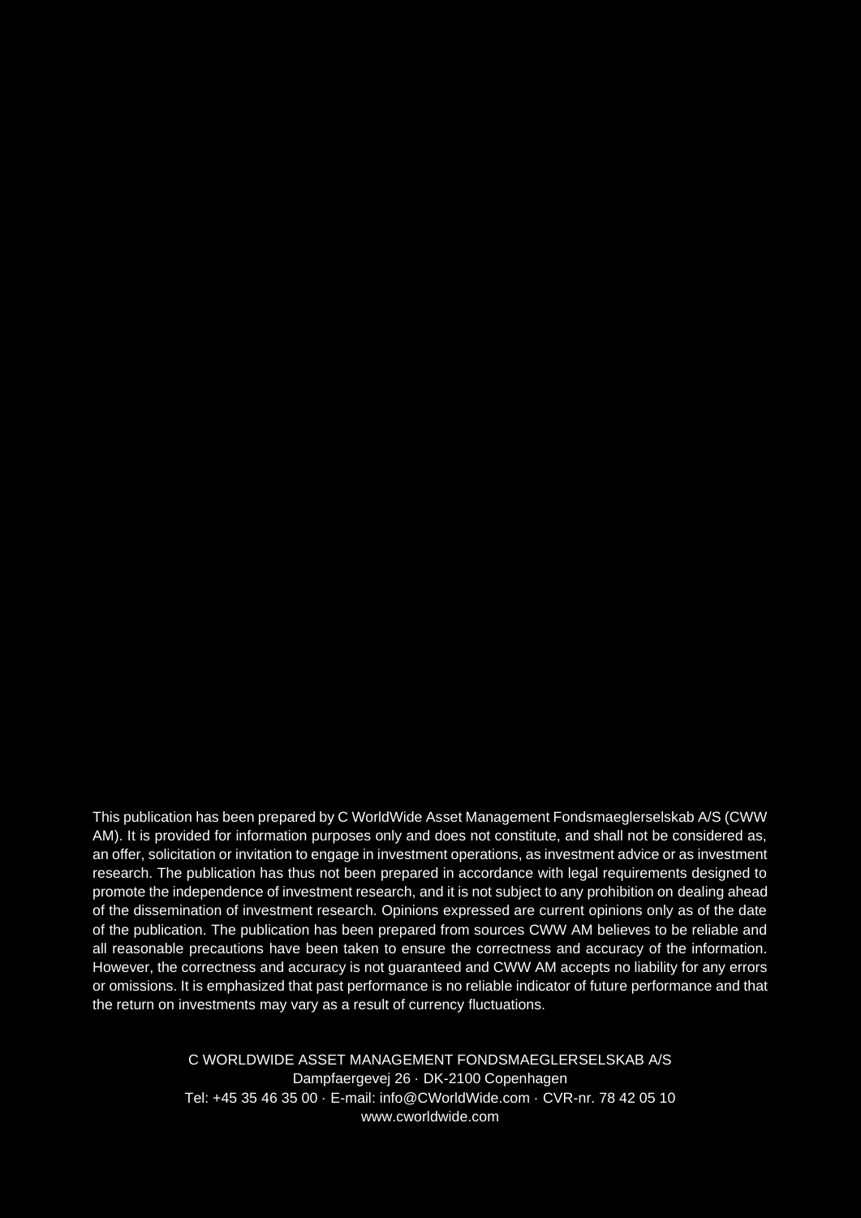This publication has been prepared by C WorldWide Asset Management Fondsmaeglerselskab A/S (CWW AM). It is provided for information purposes only and does not constitute, and shall not be considered as, an offer, solicitation or invitation to engage in investment operations, as investment advice or as investment research. The publication has thus not been prepared in accordance with legal requirements designed to promote the independence of investment research, and it is not subject to any prohibition on dealing ahead of the dissemination of investment research. Opinions expressed are current opinions only as of the date of the publication. The publication has been prepared from sources CWW AM believes to be reliable and all reasonable precautions have been taken to ensure the correctness and accuracy of the information. However, the correctness and accuracy is not guaranteed and CWW AM accepts no liability for any errors or omissions. It is emphasized that past performance is no reliable indicator of future performance and that the return on investments may vary as a result of currency fluctuations.

C WORLDWIDE ASSET MANAGEMENT FONDSMAEGLERSELSKAB A/S
Dampfaergevej 26 · DK-2100 Copenhagen
Tel: +45 35 46 35 00 · E-mail: info@CWorldWide.com · CVR-nr. 78 42 05 10
www.cworldwide.com